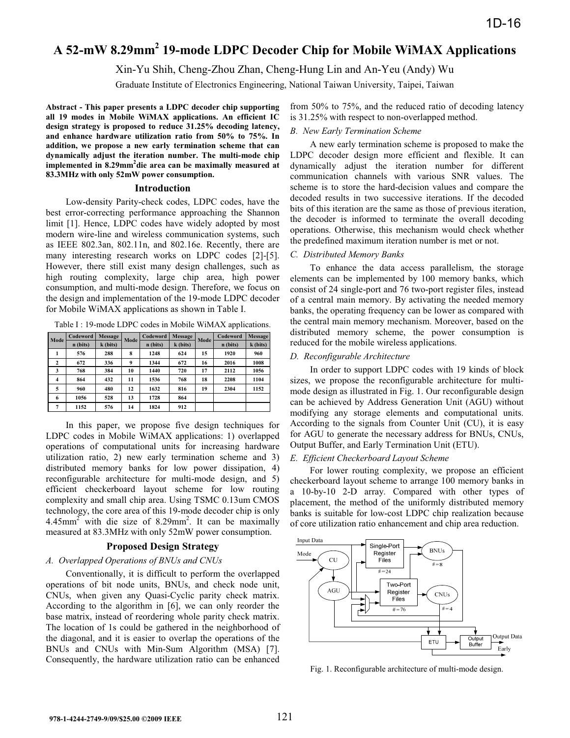# A 52-mW 8.29mm$^2$ 19-mode LDPC Decoder Chip for Mobile WiMAX Applications

Xin-Yu Shih, Cheng-Zhou Zhan, Cheng-Hung Lin and An-Yeu (Andy) Wu

Graduate Institute of Electronics Engineering, National Taiwan University, Taipei, Taiwan

**Abstract - This paper presents a LDPC decoder chip supporting all 19 modes in Mobile WiMAX applications. An efficient IC design strategy is proposed to reduce 31.25% decoding latency, and enhance hardware utilization ratio from 50% to 75%. In addition, we propose a new early termination scheme that can dynamically adjust the iteration number. The multi-mode chip implemented in 8.29mm$^2$die area can be maximally measured at 83.3MHz with only 52mW power consumption.**

## Introduction

Low-density Parity-check codes, LDPC codes, have the best error-correcting performance approaching the Shannon limit [1]. Hence, LDPC codes have widely adopted by most modern wire-line and wireless communication systems, such as IEEE 802.3an, 802.11n, and 802.16e. Recently, there are many interesting research works on LDPC codes [2]-[5]. However, there still exist many design challenges, such as high routing complexity, large chip area, high power consumption, and multi-mode design. Therefore, we focus on the design and implementation of the 19-mode LDPC decoder for Mobile WiMAX applications as shown in Table I.

Table I : 19-mode LDPC codes in Mobile WiMAX applications.

| Mode | Codeword n (bits) | Message k (bits) | Mode | Codeword n (bits) | Message k (bits) | Mode | Codeword n (bits) | Message k (bits) |
|---|---|---|---|---|---|---|---|---|
| 1 | 576 | 288 | 8 | 1248 | 624 | 15 | 1920 | 960 |
| 2 | 672 | 336 | 9 | 1344 | 672 | 16 | 2016 | 1008 |
| 3 | 768 | 384 | 10 | 1440 | 720 | 17 | 2112 | 1056 |
| 4 | 864 | 432 | 11 | 1536 | 768 | 18 | 2208 | 1104 |
| 5 | 960 | 480 | 12 | 1632 | 816 | 19 | 2304 | 1152 |
| 6 | 1056 | 528 | 13 | 1728 | 864 | | | |
| 7 | 1152 | 576 | 14 | 1824 | 912 | | | |

In this paper, we propose five design techniques for LDPC codes in Mobile WiMAX applications: 1) overlapped operations of computational units for increasing hardware utilization ratio, 2) new early termination scheme and 3) distributed memory banks for low power dissipation, 4) reconfigurable architecture for multi-mode design, and 5) efficient checkerboard layout scheme for low routing complexity and small chip area. Using TSMC 0.13um CMOS technology, the core area of this 19-mode decoder chip is only 4.45mm$^2$ with die size of 8.29mm$^2$. It can be maximally measured at 83.3MHz with only 52mW power consumption.

## Proposed Design Strategy

### *A. Overlapped Operations of BNUs and CNUs*

Conventionally, it is difficult to perform the overlapped operations of bit node units, BNUs, and check node unit, CNUs, when given any Quasi-Cyclic parity check matrix. According to the algorithm in [6], we can only reorder the base matrix, instead of reordering whole parity check matrix. The location of 1s could be gathered in the neighborhood of the diagonal, and it is easier to overlap the operations of the BNUs and CNUs with Min-Sum Algorithm (MSA) [7]. Consequently, the hardware utilization ratio can be enhanced from 50% to 75%, and the reduced ratio of decoding latency is 31.25% with respect to non-overlapped method.

### *B. New Early Termination Scheme*

A new early termination scheme is proposed to make the LDPC decoder design more efficient and flexible. It can dynamically adjust the iteration number for different communication channels with various SNR values. The scheme is to store the hard-decision values and compare the decoded results in two successive iterations. If the decoded bits of this iteration are the same as those of previous iteration, the decoder is informed to terminate the overall decoding operations. Otherwise, this mechanism would check whether the predefined maximum iteration number is met or not.

### *C. Distributed Memory Banks*

To enhance the data access parallelism, the storage elements can be implemented by 100 memory banks, which consist of 24 single-port and 76 two-port register files, instead of a central main memory. By activating the needed memory banks, the operating frequency can be lower as compared with the central main memory mechanism. Moreover, based on the distributed memory scheme, the power consumption is reduced for the mobile wireless applications.

### *D. Reconfigurable Architecture*

In order to support LDPC codes with 19 kinds of block sizes, we propose the reconfigurable architecture for multi-mode design as illustrated in Fig. 1. Our reconfigurable design can be achieved by Address Generation Unit (AGU) without modifying any storage elements and computational units. According to the signals from Counter Unit (CU), it is easy for AGU to generate the necessary address for BNUs, CNUs, Output Buffer, and Early Termination Unit (ETU).

### *E. Efficient Checkerboard Layout Scheme*

For lower routing complexity, we propose an efficient checkerboard layout scheme to arrange 100 memory banks in a 10-by-10 2-D array. Compared with other types of placement, the method of the uniformly distributed memory banks is suitable for low-cost LDPC chip realization because of core utilization ratio enhancement and chip area reduction.

Fig. 1. Reconfigurable architecture of multi-mode design.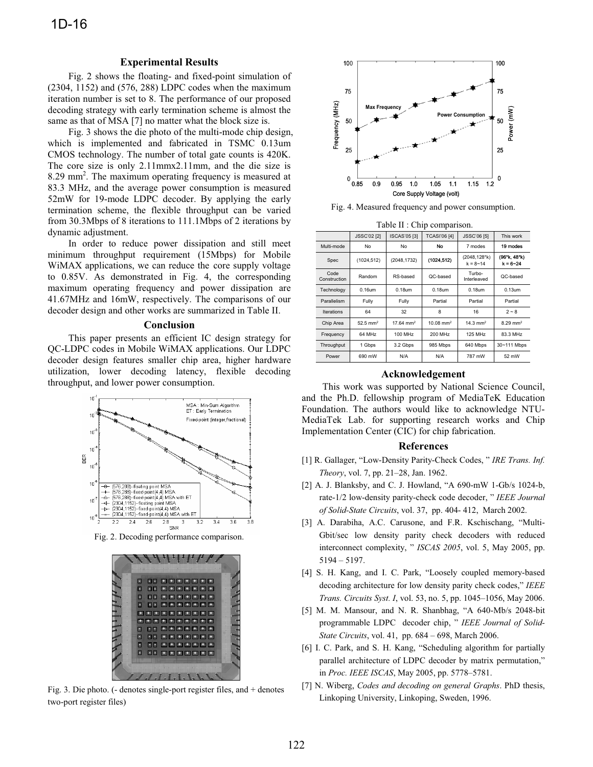## Experimental Results

Fig. 2 shows the floating- and fixed-point simulation of (2304, 1152) and (576, 288) LDPC codes when the maximum iteration number is set to 8. The performance of our proposed decoding strategy with early termination scheme is almost the same as that of MSA [7] no matter what the block size is.

Fig. 3 shows the die photo of the multi-mode chip design, which is implemented and fabricated in TSMC 0.13um CMOS technology. The number of total gate counts is 420K. The core size is only 2.11mmx2.11mm, and the die size is 8.29 mm$^2$. The maximum operating frequency is measured at 83.3 MHz, and the average power consumption is measured 52mW for 19-mode LDPC decoder. By applying the early termination scheme, the flexible throughput can be varied from 30.3Mbps of 8 iterations to 111.1Mbps of 2 iterations by dynamic adjustment.

In order to reduce power dissipation and still meet minimum throughput requirement (15Mbps) for Mobile WiMAX applications, we can reduce the core supply voltage to 0.85V. As demonstrated in Fig. 4, the corresponding maximum operating frequency and power dissipation are 41.67MHz and 16mW, respectively. The comparisons of our decoder design and other works are summarized in Table II.

## Conclusion

This paper presents an efficient IC design strategy for QC-LDPC codes in Mobile WiMAX applications. Our LDPC decoder design features smaller chip area, higher hardware utilization, lower decoding latency, flexible decoding throughput, and lower power consumption.

MSA : Min-Sum Algorithm
ET : Early Termination
Fixed-point (integer,fractional)

BER
SNR
2 2.2 2.4 2.6 2.8 3 3.2 3.4 3.6 3.8

(576,288)--floating point MSA
(576,288)--fixed-point(4,4) MSA
(576,288)--fixed-point(4,4) MSA with ET
(2304,1152)--floating point MSA
(2304,1152)--fixed-point(4,4) MSA
(2304,1152)--fixed-point(4,4) MSA with ET

Fig. 2. Decoding performance comparison.

Fig. 3. Die photo. (- denotes single-port register files, and + denotes two-port register files)

Frequency (MHz)
Power (mW)
Max Frequency
Power Consumption
Core Supply Voltage (volt)
0.85 0.9 0.95 1.0 1.05 1.1 1.15 1.2

Fig. 4. Measured frequency and power consumption.

Table II : Chip comparison.

| | JSSC'02 [2] | ISCAS'05 [3] | TCASI'06 [4] | JSSC'06 [5] | This work |
|---|---|---|---|---|---|
| Multi-mode | No | No | No | 7 modes | 19 modes |
| Spec | (1024,512) | (2048,1732) | (1024,512) | (2048,128\*k) k = 8~14 | (96\*k, 48\*k) k = 6~24 |
| Code Construction | Random | RS-based | QC-based | Turbo-Interleaved | QC-based |
| Technology | 0.16um | 0.18um | 0.18um | 0.18um | 0.13um |
| Parallelism | Fully | Fully | Partial | Partial | Partial |
| Iterations | 64 | 32 | 8 | 16 | 2 ~ 8 |
| Chip Area | 52.5 mm$^2$ | 17.64 mm$^2$ | 10.08 mm$^2$ | 14.3 mm$^2$ | 8.29 mm$^2$ |
| Frequency | 64 MHz | 100 MHz | 200 MHz | 125 MHz | 83.3 MHz |
| Throughput | 1 Gbps | 3.2 Gbps | 985 Mbps | 640 Mbps | 30~111 Mbps |
| Power | 690 mW | N/A | N/A | 787 mW | 52 mW |

## Acknowledgement

This work was supported by National Science Council, and the Ph.D. fellowship program of MediaTeK Education Foundation. The authors would like to acknowledge NTU-MediaTek Lab. for supporting research works and Chip Implementation Center (CIC) for chip fabrication.

## References

[1] R. Gallager, "Low-Density Parity-Check Codes, " *IRE Trans. Inf. Theory*, vol. 7, pp. 21–28, Jan. 1962.

[2] A. J. Blanksby, and C. J. Howland, "A 690-mW 1-Gb/s 1024-b, rate-1/2 low-density parity-check code decoder, " *IEEE Journal of Solid-State Circuits*, vol. 37, pp. 404- 412, March 2002.

[3] A. Darabiha, A.C. Carusone, and F.R. Kschischang, "Multi-Gbit/sec low density parity check decoders with reduced interconnect complexity, " *ISCAS 2005*, vol. 5, May 2005, pp. 5194 – 5197.

[4] S. H. Kang, and I. C. Park, "Loosely coupled memory-based decoding architecture for low density parity check codes," *IEEE Trans. Circuits Syst. I*, vol. 53, no. 5, pp. 1045–1056, May 2006.

[5] M. M. Mansour, and N. R. Shanbhag, "A 640-Mb/s 2048-bit programmable LDPC decoder chip, " *IEEE Journal of Solid-State Circuits*, vol. 41, pp. 684 – 698, March 2006.

[6] I. C. Park, and S. H. Kang, "Scheduling algorithm for partially parallel architecture of LDPC decoder by matrix permutation," in *Proc. IEEE ISCAS*, May 2005, pp. 5778–5781.

[7] N. Wiberg, *Codes and decoding on general Graphs*. PhD thesis, Linkoping University, Linkoping, Sweden, 1996.